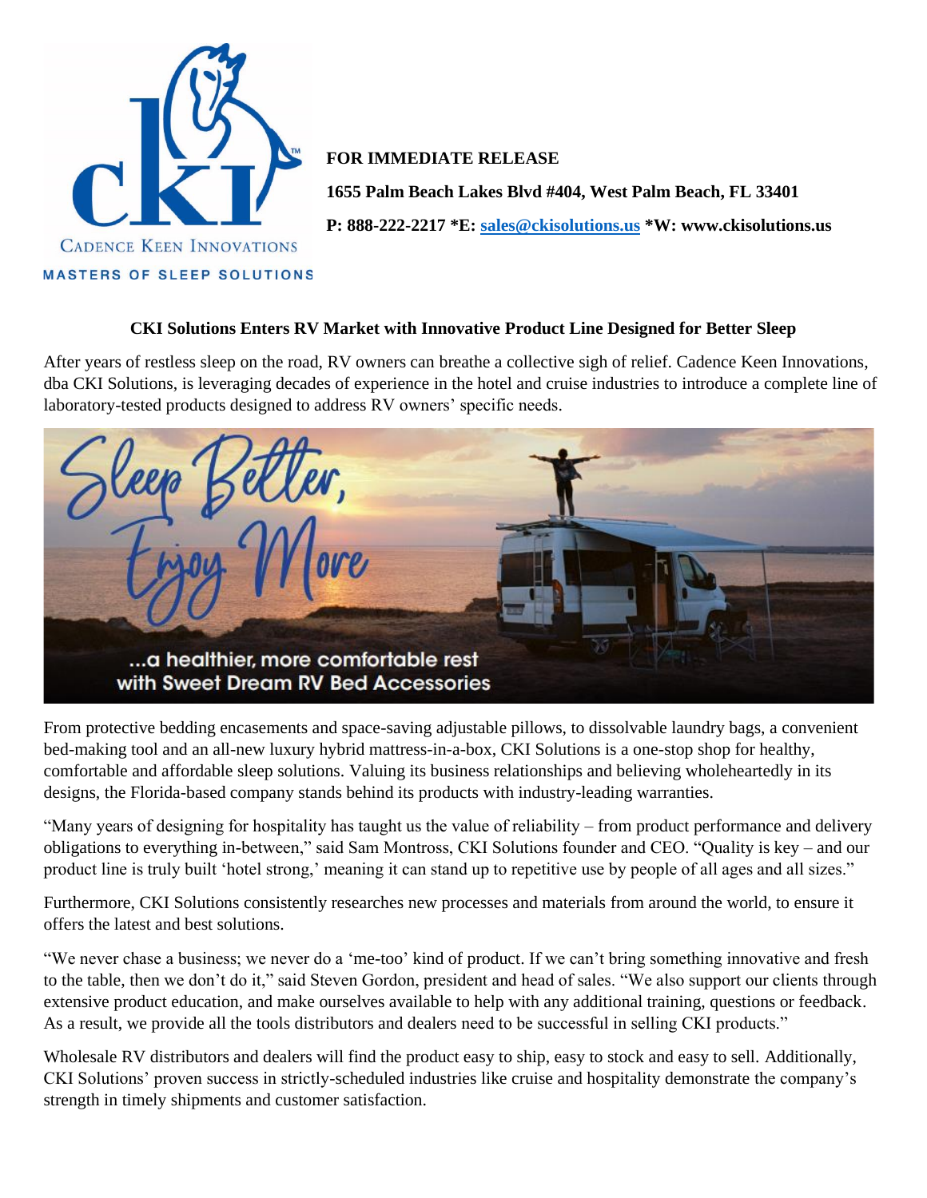CADENCE KEEN INNOVATIONS

MASTERS OF SLEEP SOLUTIONS

**FOR IMMEDIATE RELEASE**

**1655 Palm Beach Lakes Blvd #404, West Palm Beach, FL 33401**

**P: 888-222-2217 *E: sales@ckisolutions.us *W: www.ckisolutions.us**

## CKI Solutions Enters RV Market with Innovative Product Line Designed for Better Sleep

After years of restless sleep on the road, RV owners can breathe a collective sigh of relief. Cadence Keen Innovations, dba CKI Solutions, is leveraging decades of experience in the hotel and cruise industries to introduce a complete line of laboratory-tested products designed to address RV owners' specific needs.

From protective bedding encasements and space-saving adjustable pillows, to dissolvable laundry bags, a convenient bed-making tool and an all-new luxury hybrid mattress-in-a-box, CKI Solutions is a one-stop shop for healthy, comfortable and affordable sleep solutions. Valuing its business relationships and believing wholeheartedly in its designs, the Florida-based company stands behind its products with industry-leading warranties.

"Many years of designing for hospitality has taught us the value of reliability – from product performance and delivery obligations to everything in-between," said Sam Montross, CKI Solutions founder and CEO. "Quality is key – and our product line is truly built 'hotel strong,' meaning it can stand up to repetitive use by people of all ages and all sizes."

Furthermore, CKI Solutions consistently researches new processes and materials from around the world, to ensure it offers the latest and best solutions.

"We never chase a business; we never do a 'me-too' kind of product. If we can't bring something innovative and fresh to the table, then we don't do it," said Steven Gordon, president and head of sales. "We also support our clients through extensive product education, and make ourselves available to help with any additional training, questions or feedback. As a result, we provide all the tools distributors and dealers need to be successful in selling CKI products."

Wholesale RV distributors and dealers will find the product easy to ship, easy to stock and easy to sell. Additionally, CKI Solutions' proven success in strictly-scheduled industries like cruise and hospitality demonstrate the company's strength in timely shipments and customer satisfaction.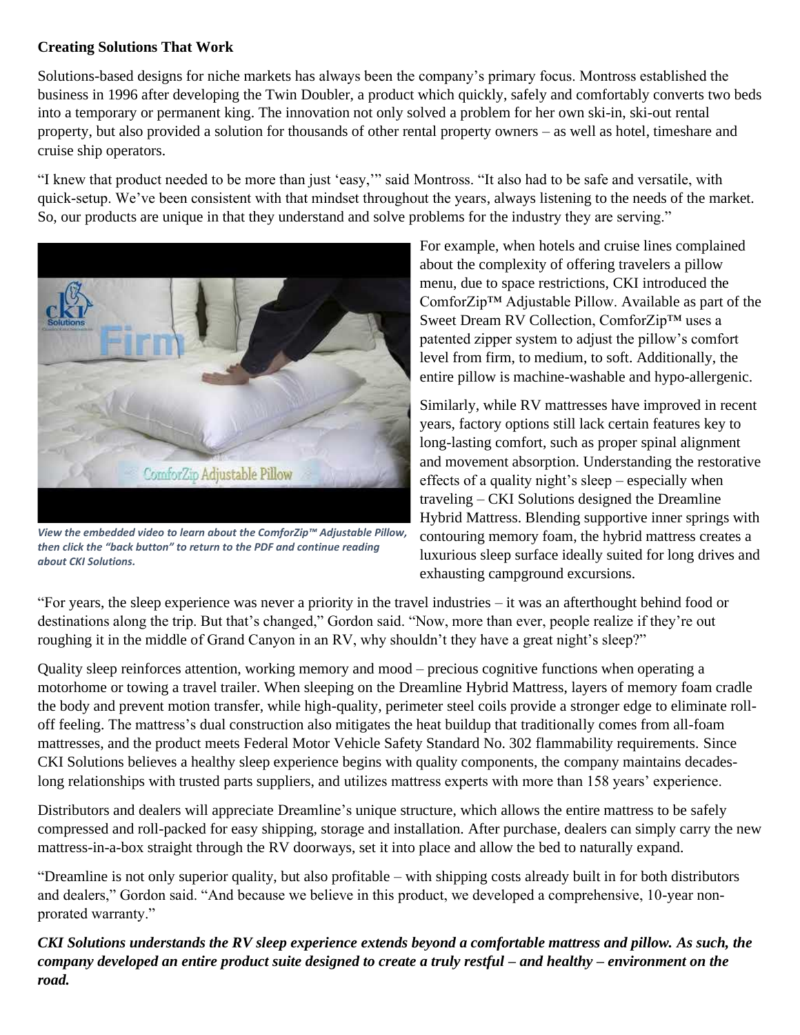**Creating Solutions That Work**

Solutions-based designs for niche markets has always been the company's primary focus. Montross established the business in 1996 after developing the Twin Doubler, a product which quickly, safely and comfortably converts two beds into a temporary or permanent king. The innovation not only solved a problem for her own ski-in, ski-out rental property, but also provided a solution for thousands of other rental property owners – as well as hotel, timeshare and cruise ship operators.

"I knew that product needed to be more than just 'easy,'" said Montross. "It also had to be safe and versatile, with quick-setup. We've been consistent with that mindset throughout the years, always listening to the needs of the market. So, our products are unique in that they understand and solve problems for the industry they are serving."

*View the embedded video to learn about the ComforZip™ Adjustable Pillow, then click the "back button" to return to the PDF and continue reading about CKI Solutions.*

For example, when hotels and cruise lines complained about the complexity of offering travelers a pillow menu, due to space restrictions, CKI introduced the ComforZip™ Adjustable Pillow. Available as part of the Sweet Dream RV Collection, ComforZip™ uses a patented zipper system to adjust the pillow's comfort level from firm, to medium, to soft. Additionally, the entire pillow is machine-washable and hypo-allergenic.

Similarly, while RV mattresses have improved in recent years, factory options still lack certain features key to long-lasting comfort, such as proper spinal alignment and movement absorption. Understanding the restorative effects of a quality night's sleep – especially when traveling – CKI Solutions designed the Dreamline Hybrid Mattress. Blending supportive inner springs with contouring memory foam, the hybrid mattress creates a luxurious sleep surface ideally suited for long drives and exhausting campground excursions.

"For years, the sleep experience was never a priority in the travel industries – it was an afterthought behind food or destinations along the trip. But that's changed," Gordon said. "Now, more than ever, people realize if they're out roughing it in the middle of Grand Canyon in an RV, why shouldn't they have a great night's sleep?"

Quality sleep reinforces attention, working memory and mood – precious cognitive functions when operating a motorhome or towing a travel trailer. When sleeping on the Dreamline Hybrid Mattress, layers of memory foam cradle the body and prevent motion transfer, while high-quality, perimeter steel coils provide a stronger edge to eliminate roll-off feeling. The mattress's dual construction also mitigates the heat buildup that traditionally comes from all-foam mattresses, and the product meets Federal Motor Vehicle Safety Standard No. 302 flammability requirements. Since CKI Solutions believes a healthy sleep experience begins with quality components, the company maintains decades-long relationships with trusted parts suppliers, and utilizes mattress experts with more than 158 years' experience.

Distributors and dealers will appreciate Dreamline's unique structure, which allows the entire mattress to be safely compressed and roll-packed for easy shipping, storage and installation. After purchase, dealers can simply carry the new mattress-in-a-box straight through the RV doorways, set it into place and allow the bed to naturally expand.

"Dreamline is not only superior quality, but also profitable – with shipping costs already built in for both distributors and dealers," Gordon said. "And because we believe in this product, we developed a comprehensive, 10-year non-prorated warranty."

***CKI Solutions understands the RV sleep experience extends beyond a comfortable mattress and pillow. As such, the company developed an entire product suite designed to create a truly restful – and healthy – environment on the road.***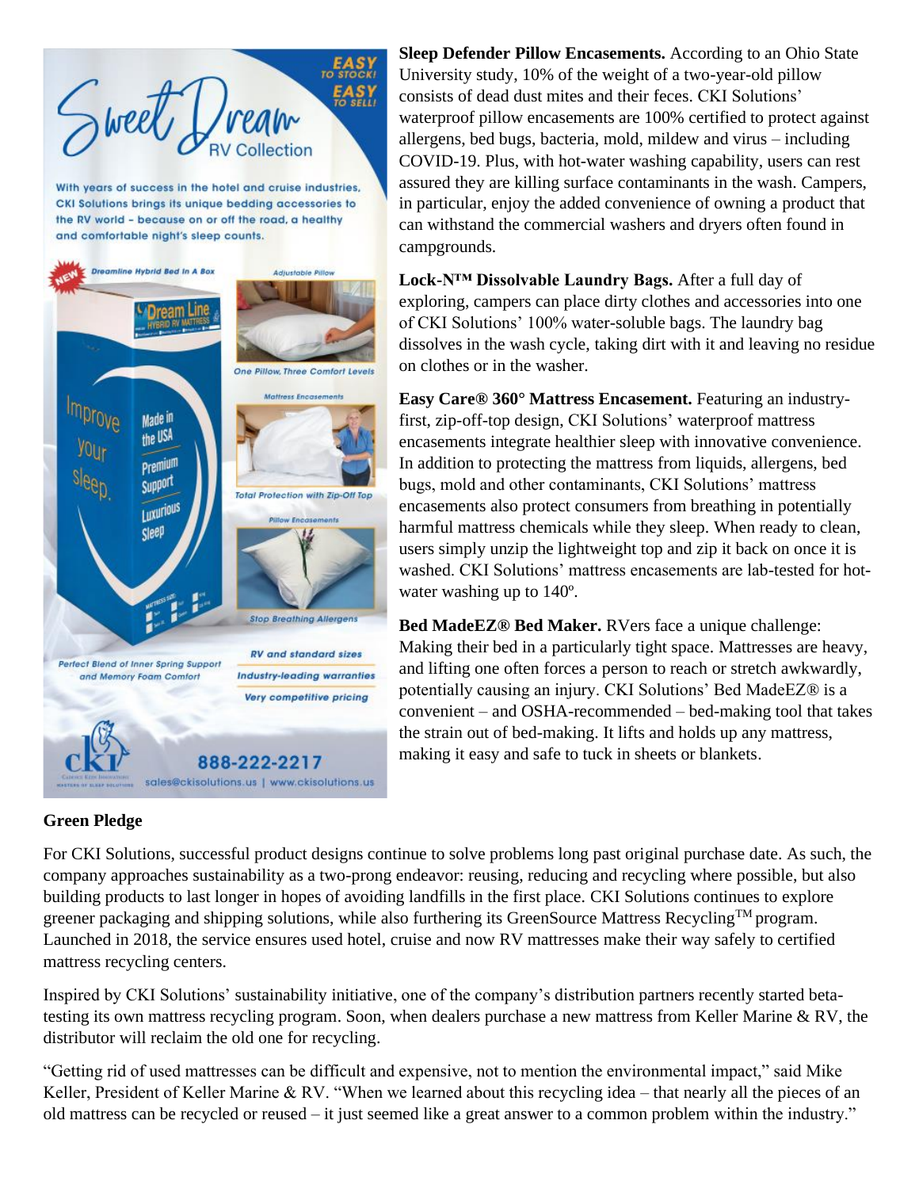**Sleep Defender Pillow Encasements.** According to an Ohio State University study, 10% of the weight of a two-year-old pillow consists of dead dust mites and their feces. CKI Solutions' waterproof pillow encasements are 100% certified to protect against allergens, bed bugs, bacteria, mold, mildew and virus – including COVID-19. Plus, with hot-water washing capability, users can rest assured they are killing surface contaminants in the wash. Campers, in particular, enjoy the added convenience of owning a product that can withstand the commercial washers and dryers often found in campgrounds.

**Lock-N™ Dissolvable Laundry Bags.** After a full day of exploring, campers can place dirty clothes and accessories into one of CKI Solutions' 100% water-soluble bags. The laundry bag dissolves in the wash cycle, taking dirt with it and leaving no residue on clothes or in the washer.

**Easy Care® 360° Mattress Encasement.** Featuring an industry-first, zip-off-top design, CKI Solutions' waterproof mattress encasements integrate healthier sleep with innovative convenience. In addition to protecting the mattress from liquids, allergens, bed bugs, mold and other contaminants, CKI Solutions' mattress encasements also protect consumers from breathing in potentially harmful mattress chemicals while they sleep. When ready to clean, users simply unzip the lightweight top and zip it back on once it is washed. CKI Solutions' mattress encasements are lab-tested for hot-water washing up to 140º.

**Bed MadeEZ® Bed Maker.** RVers face a unique challenge: Making their bed in a particularly tight space. Mattresses are heavy, and lifting one often forces a person to reach or stretch awkwardly, potentially causing an injury. CKI Solutions' Bed MadeEZ® is a convenient – and OSHA-recommended – bed-making tool that takes the strain out of bed-making. It lifts and holds up any mattress, making it easy and safe to tuck in sheets or blankets.

**Green Pledge**

For CKI Solutions, successful product designs continue to solve problems long past original purchase date. As such, the company approaches sustainability as a two-prong endeavor: reusing, reducing and recycling where possible, but also building products to last longer in hopes of avoiding landfills in the first place. CKI Solutions continues to explore greener packaging and shipping solutions, while also furthering its GreenSource Mattress Recycling™ program. Launched in 2018, the service ensures used hotel, cruise and now RV mattresses make their way safely to certified mattress recycling centers.

Inspired by CKI Solutions' sustainability initiative, one of the company's distribution partners recently started beta-testing its own mattress recycling program. Soon, when dealers purchase a new mattress from Keller Marine & RV, the distributor will reclaim the old one for recycling.

"Getting rid of used mattresses can be difficult and expensive, not to mention the environmental impact," said Mike Keller, President of Keller Marine & RV. "When we learned about this recycling idea – that nearly all the pieces of an old mattress can be recycled or reused – it just seemed like a great answer to a common problem within the industry."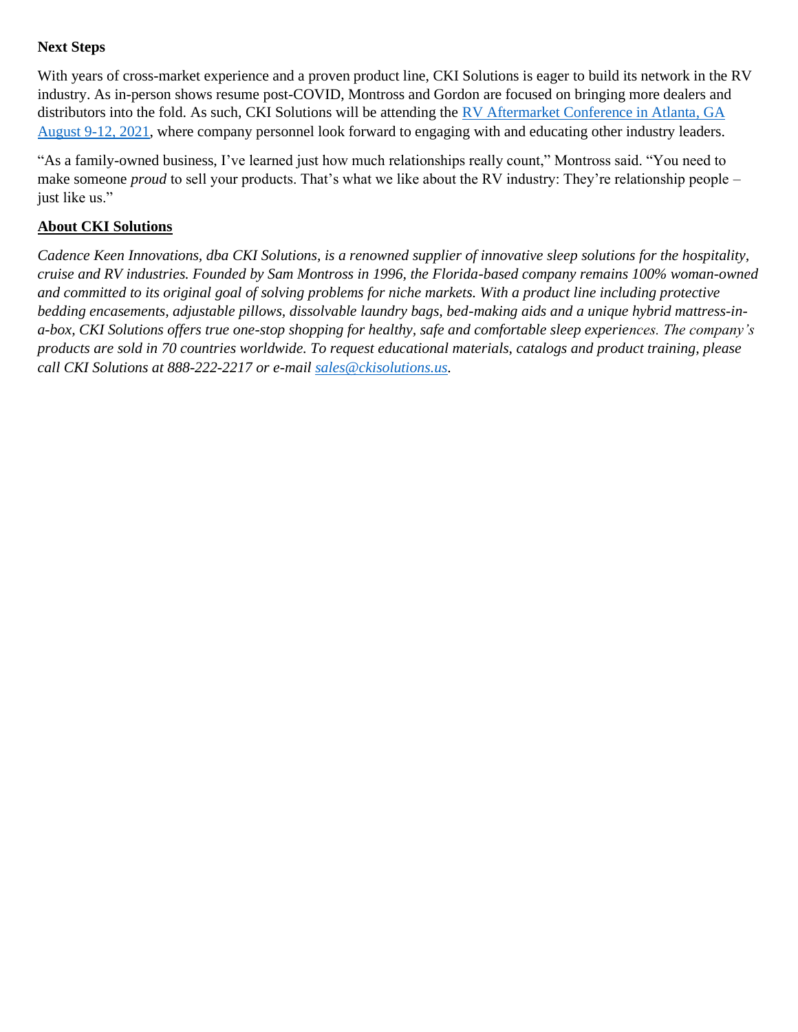**Next Steps**

With years of cross-market experience and a proven product line, CKI Solutions is eager to build its network in the RV industry. As in-person shows resume post-COVID, Montross and Gordon are focused on bringing more dealers and distributors into the fold. As such, CKI Solutions will be attending the RV Aftermarket Conference in Atlanta, GA August 9-12, 2021, where company personnel look forward to engaging with and educating other industry leaders.

"As a family-owned business, I've learned just how much relationships really count," Montross said. "You need to make someone *proud* to sell your products. That's what we like about the RV industry: They're relationship people – just like us."

**About CKI Solutions**

*Cadence Keen Innovations, dba CKI Solutions, is a renowned supplier of innovative sleep solutions for the hospitality, cruise and RV industries. Founded by Sam Montross in 1996, the Florida-based company remains 100% woman-owned and committed to its original goal of solving problems for niche markets. With a product line including protective bedding encasements, adjustable pillows, dissolvable laundry bags, bed-making aids and a unique hybrid mattress-in-a-box, CKI Solutions offers true one-stop shopping for healthy, safe and comfortable sleep experiences. The company's products are sold in 70 countries worldwide. To request educational materials, catalogs and product training, please call CKI Solutions at 888-222-2217 or e-mail sales@ckisolutions.us.*